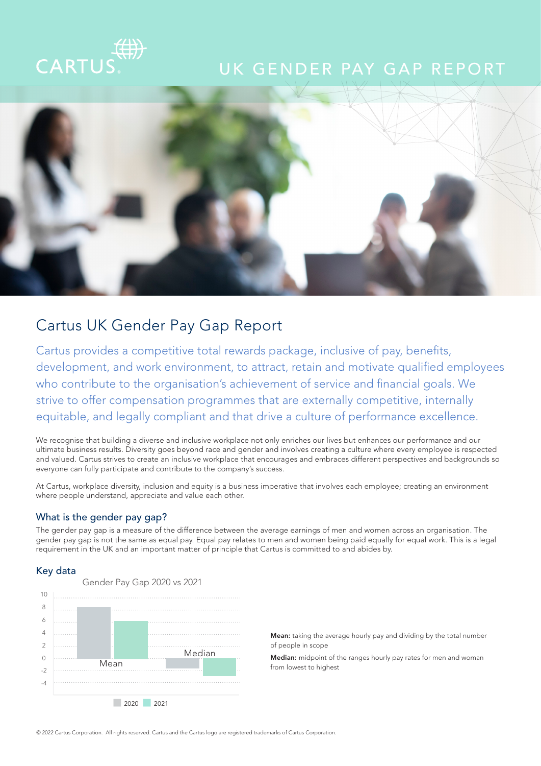# UK GENDER PAY GAP REPORT

## Cartus UK Gender Pay Gap Report

Cartus provides a competitive total rewards package, inclusive of pay, benefits, development, and work environment, to attract, retain and motivate qualified employees who contribute to the organisation's achievement of service and financial goals. We strive to offer compensation programmes that are externally competitive, internally equitable, and legally compliant and that drive a culture of performance excellence.

We recognise that building a diverse and inclusive workplace not only enriches our lives but enhances our performance and our ultimate business results. Diversity goes beyond race and gender and involves creating a culture where every employee is respected and valued. Cartus strives to create an inclusive workplace that encourages and embraces different perspectives and backgrounds so everyone can fully participate and contribute to the company's success.

At Cartus, workplace diversity, inclusion and equity is a business imperative that involves each employee; creating an environment where people understand, appreciate and value each other.

### What is the gender pay gap?

The gender pay gap is a measure of the difference between the average earnings of men and women across an organisation. The gender pay gap is not the same as equal pay. Equal pay relates to men and women being paid equally for equal work. This is a legal requirement in the UK and an important matter of principle that Cartus is committed to and abides by.

### Key data

Gender Pay Gap 2020 vs 2021

(Bar chart: Mean and Median; legend: 2020, 2021; y-axis from -4 to 10)

**Mean:** taking the average hourly pay and dividing by the total number of people in scope

**Median:** midpoint of the ranges hourly pay rates for men and woman from lowest to highest

© 2022 Cartus Corporation. All rights reserved. Cartus and the Cartus logo are registered trademarks of Cartus Corporation.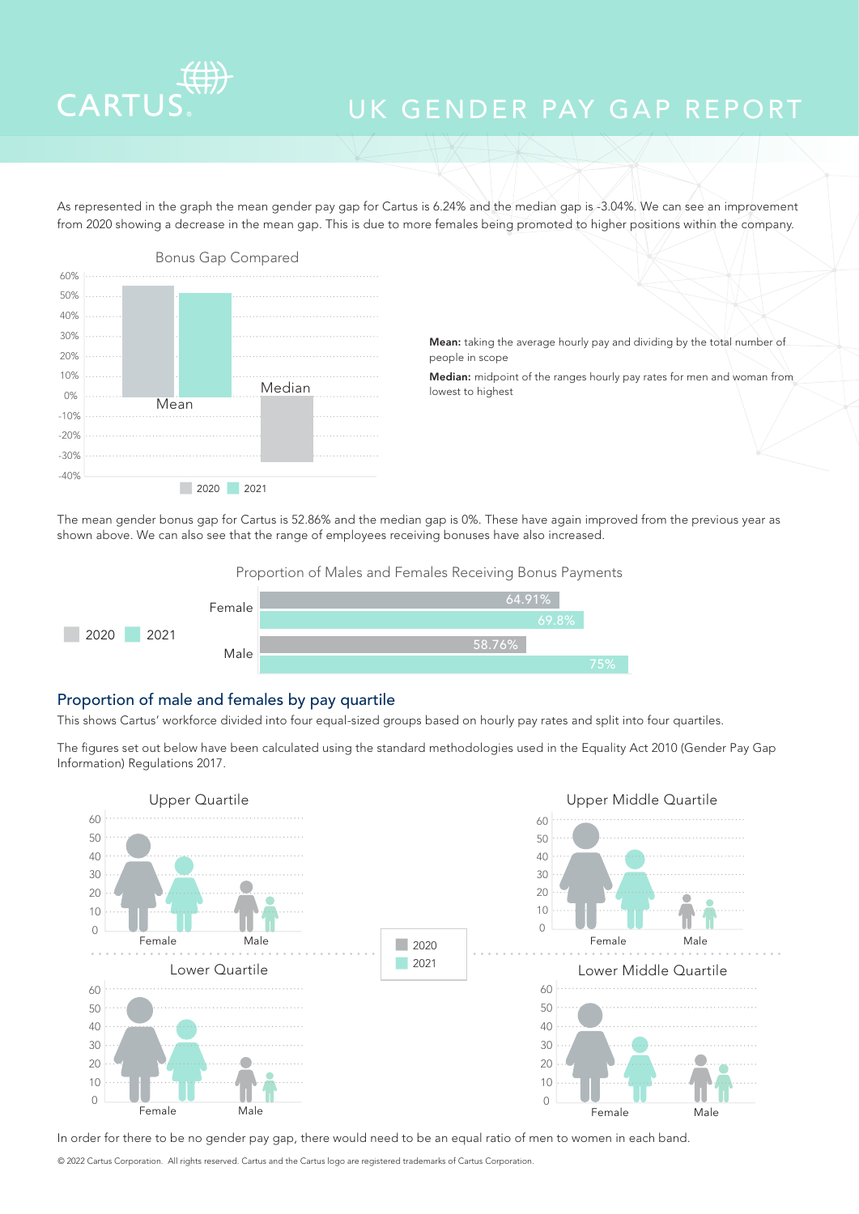# UK GENDER PAY GAP REPORT

As represented in the graph the mean gender pay gap for Cartus is 6.24% and the median gap is -3.04%. We can see an improvement from 2020 showing a decrease in the mean gap. This is due to more females being promoted to higher positions within the company.

Bonus Gap Compared

**Mean:** taking the average hourly pay and dividing by the total number of people in scope

**Median:** midpoint of the ranges hourly pay rates for men and woman from lowest to highest

The mean gender bonus gap for Cartus is 52.86% and the median gap is 0%. These have again improved from the previous year as shown above. We can also see that the range of employees receiving bonuses have also increased.

Proportion of Males and Females Receiving Bonus Payments

| | 2020 | 2021 |
|---|---|---|
| Female | 64.91% | 69.8% |
| Male | 58.76% | 75% |

## Proportion of male and females by pay quartile

This shows Cartus' workforce divided into four equal-sized groups based on hourly pay rates and split into four quartiles.

The figures set out below have been calculated using the standard methodologies used in the Equality Act 2010 (Gender Pay Gap Information) Regulations 2017.

Upper Quartile

Upper Middle Quartile

Lower Quartile

Lower Middle Quartile

In order for there to be no gender pay gap, there would need to be an equal ratio of men to women in each band.

© 2022 Cartus Corporation. All rights reserved. Cartus and the Cartus logo are registered trademarks of Cartus Corporation.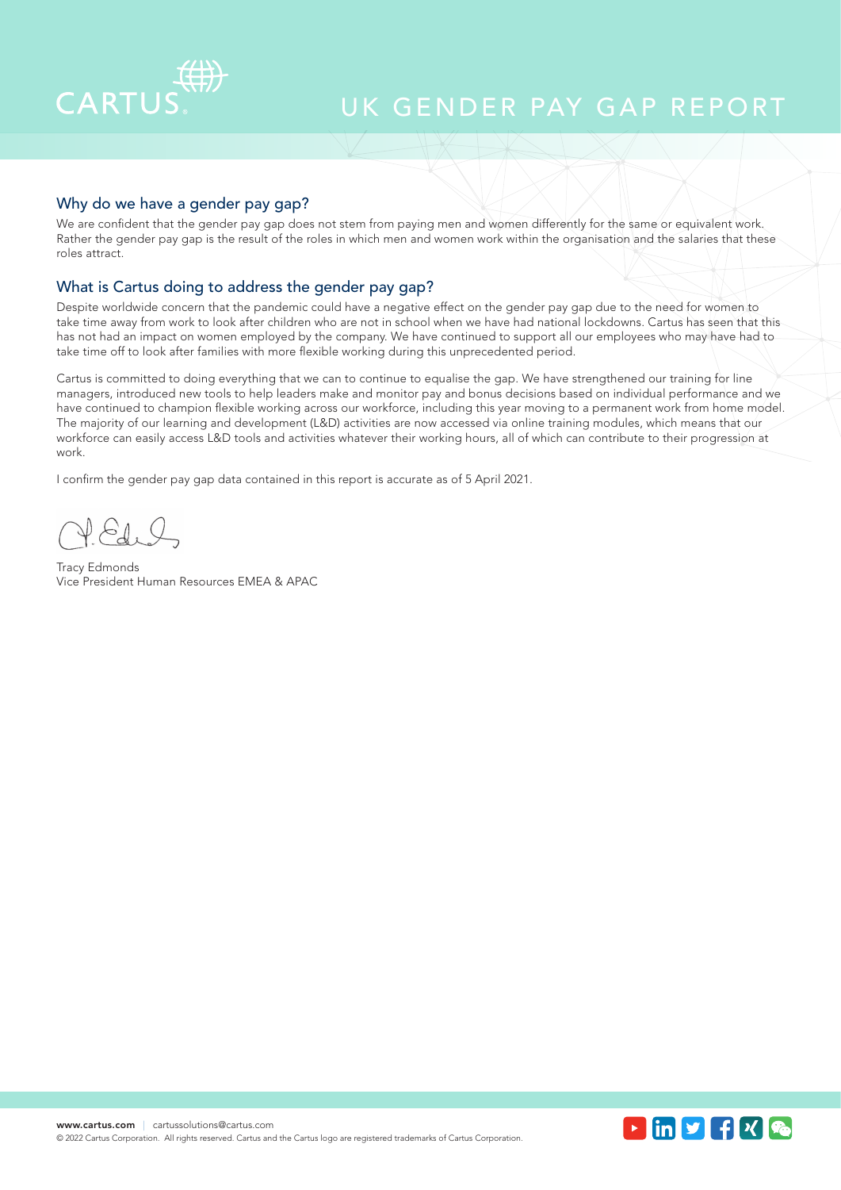## Why do we have a gender pay gap?

We are confident that the gender pay gap does not stem from paying men and women differently for the same or equivalent work. Rather the gender pay gap is the result of the roles in which men and women work within the organisation and the salaries that these roles attract.

## What is Cartus doing to address the gender pay gap?

Despite worldwide concern that the pandemic could have a negative effect on the gender pay gap due to the need for women to take time away from work to look after children who are not in school when we have had national lockdowns. Cartus has seen that this has not had an impact on women employed by the company. We have continued to support all our employees who may have had to take time off to look after families with more flexible working during this unprecedented period.

Cartus is committed to doing everything that we can to continue to equalise the gap. We have strengthened our training for line managers, introduced new tools to help leaders make and monitor pay and bonus decisions based on individual performance and we have continued to champion flexible working across our workforce, including this year moving to a permanent work from home model. The majority of our learning and development (L&D) activities are now accessed via online training modules, which means that our workforce can easily access L&D tools and activities whatever their working hours, all of which can contribute to their progression at work.

I confirm the gender pay gap data contained in this report is accurate as of 5 April 2021.

Tracy Edmonds
Vice President Human Resources EMEA & APAC

**www.cartus.com** | cartussolutions@cartus.com
© 2022 Cartus Corporation. All rights reserved. Cartus and the Cartus logo are registered trademarks of Cartus Corporation.